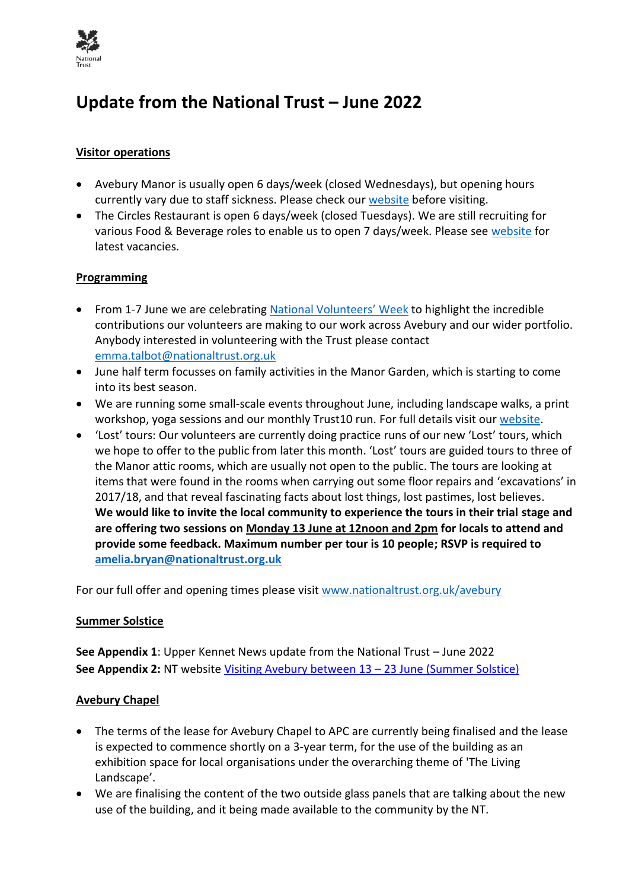# Update from the National Trust – June 2022

## Visitor operations

- Avebury Manor is usually open 6 days/week (closed Wednesdays), but opening hours currently vary due to staff sickness. Please check our website before visiting.
- The Circles Restaurant is open 6 days/week (closed Tuesdays). We are still recruiting for various Food & Beverage roles to enable us to open 7 days/week. Please see website for latest vacancies.

## Programming

- From 1-7 June we are celebrating National Volunteers' Week to highlight the incredible contributions our volunteers are making to our work across Avebury and our wider portfolio. Anybody interested in volunteering with the Trust please contact emma.talbot@nationaltrust.org.uk
- June half term focusses on family activities in the Manor Garden, which is starting to come into its best season.
- We are running some small-scale events throughout June, including landscape walks, a print workshop, yoga sessions and our monthly Trust10 run. For full details visit our website.
- 'Lost' tours: Our volunteers are currently doing practice runs of our new 'Lost' tours, which we hope to offer to the public from later this month. 'Lost' tours are guided tours to three of the Manor attic rooms, which are usually not open to the public. The tours are looking at items that were found in the rooms when carrying out some floor repairs and 'excavations' in 2017/18, and that reveal fascinating facts about lost things, lost pastimes, lost believes. **We would like to invite the local community to experience the tours in their trial stage and are offering two sessions on Monday 13 June at 12noon and 2pm for locals to attend and provide some feedback. Maximum number per tour is 10 people; RSVP is required to amelia.bryan@nationaltrust.org.uk**

For our full offer and opening times please visit www.nationaltrust.org.uk/avebury

## Summer Solstice

**See Appendix 1**: Upper Kennet News update from the National Trust – June 2022
**See Appendix 2:** NT website Visiting Avebury between 13 – 23 June (Summer Solstice)

## Avebury Chapel

- The terms of the lease for Avebury Chapel to APC are currently being finalised and the lease is expected to commence shortly on a 3-year term, for the use of the building as an exhibition space for local organisations under the overarching theme of 'The Living Landscape'.
- We are finalising the content of the two outside glass panels that are talking about the new use of the building, and it being made available to the community by the NT.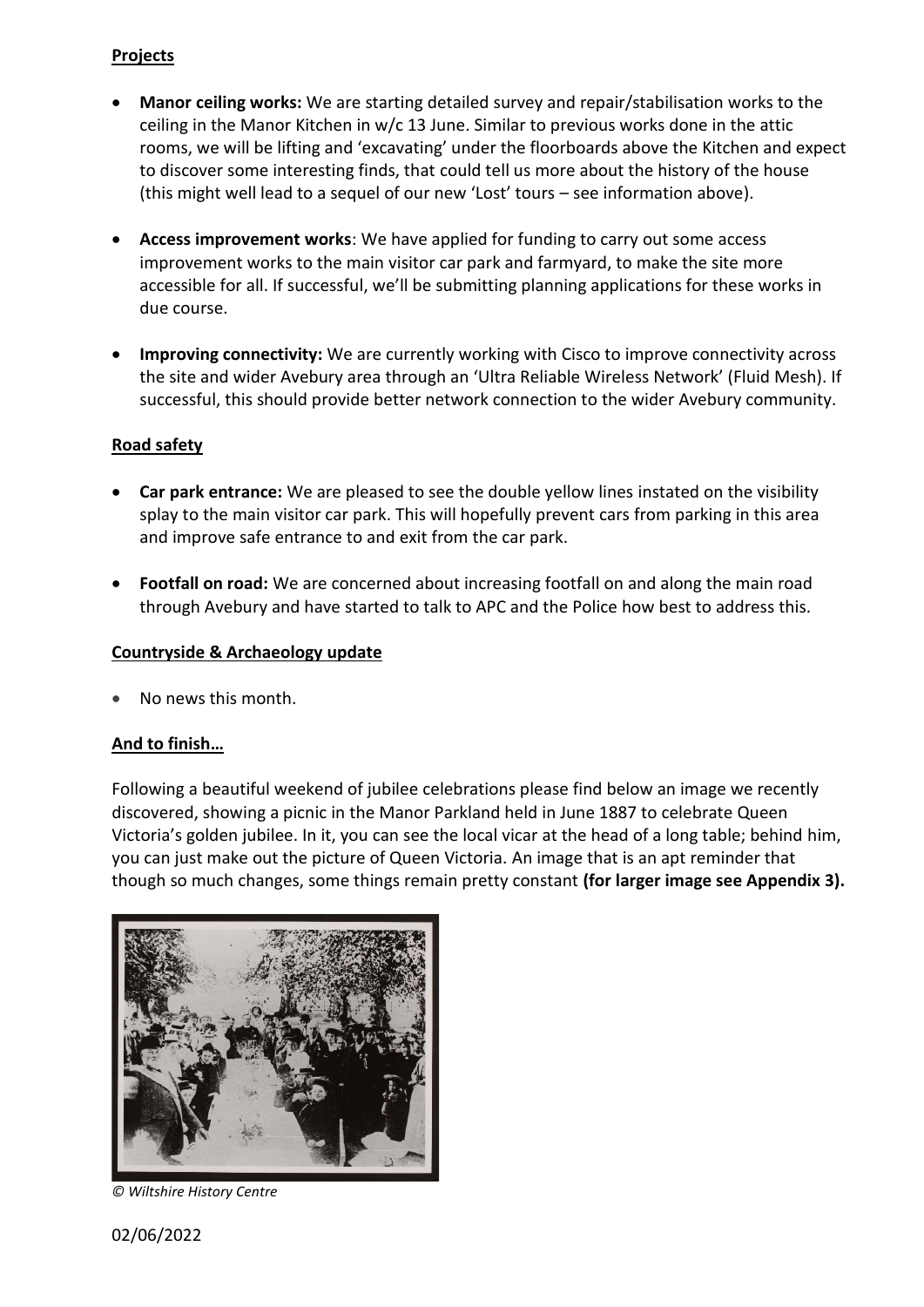## Projects

- **Manor ceiling works:** We are starting detailed survey and repair/stabilisation works to the ceiling in the Manor Kitchen in w/c 13 June. Similar to previous works done in the attic rooms, we will be lifting and 'excavating' under the floorboards above the Kitchen and expect to discover some interesting finds, that could tell us more about the history of the house (this might well lead to a sequel of our new 'Lost' tours – see information above).

- **Access improvement works**: We have applied for funding to carry out some access improvement works to the main visitor car park and farmyard, to make the site more accessible for all. If successful, we'll be submitting planning applications for these works in due course.

- **Improving connectivity:** We are currently working with Cisco to improve connectivity across the site and wider Avebury area through an 'Ultra Reliable Wireless Network' (Fluid Mesh). If successful, this should provide better network connection to the wider Avebury community.

## Road safety

- **Car park entrance:** We are pleased to see the double yellow lines instated on the visibility splay to the main visitor car park. This will hopefully prevent cars from parking in this area and improve safe entrance to and exit from the car park.

- **Footfall on road:** We are concerned about increasing footfall on and along the main road through Avebury and have started to talk to APC and the Police how best to address this.

## Countryside & Archaeology update

- No news this month.

## And to finish…

Following a beautiful weekend of jubilee celebrations please find below an image we recently discovered, showing a picnic in the Manor Parkland held in June 1887 to celebrate Queen Victoria's golden jubilee. In it, you can see the local vicar at the head of a long table; behind him, you can just make out the picture of Queen Victoria. An image that is an apt reminder that though so much changes, some things remain pretty constant **(for larger image see Appendix 3).**

*© Wiltshire History Centre*

02/06/2022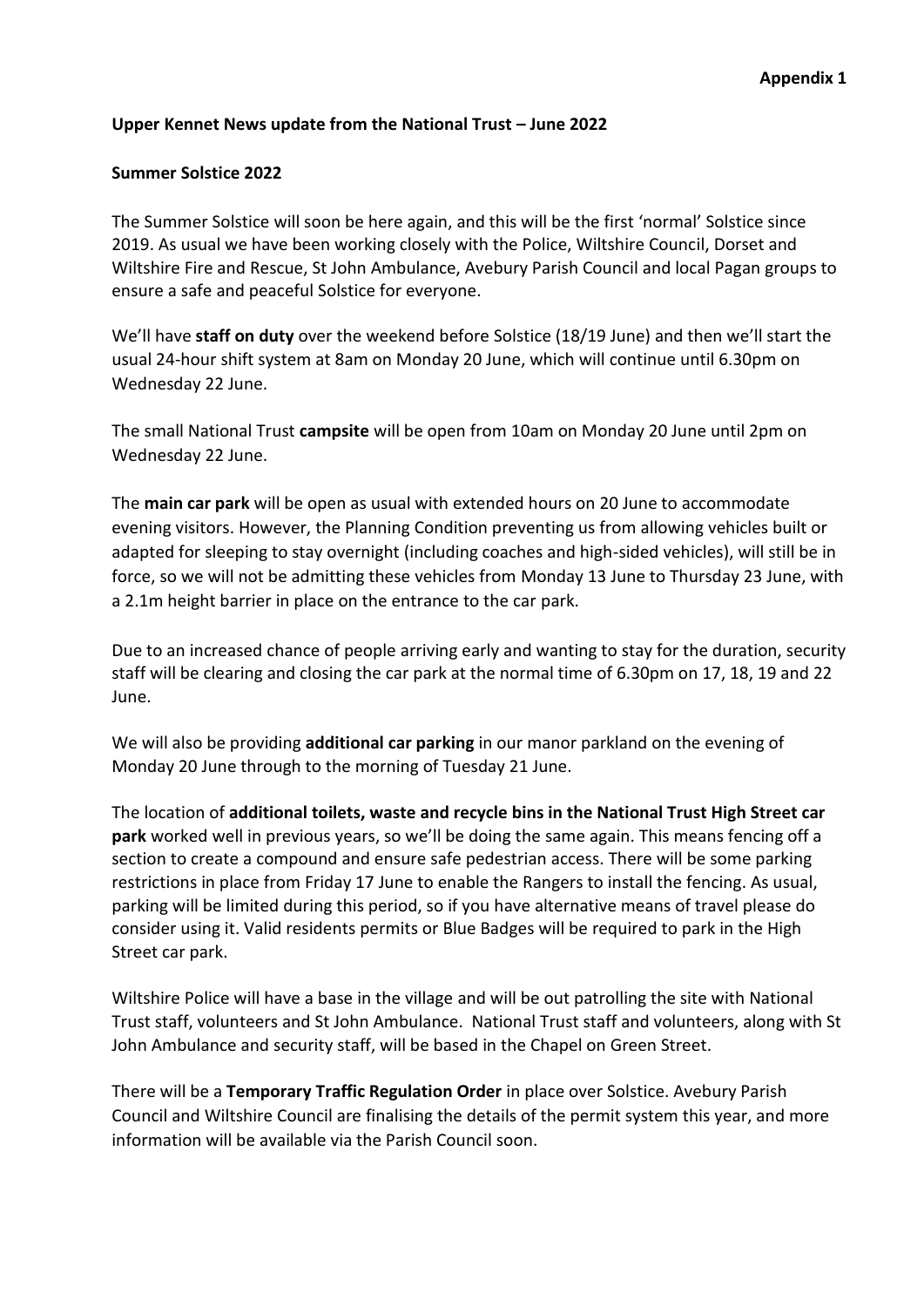**Appendix 1**

**Upper Kennet News update from the National Trust – June 2022**

**Summer Solstice 2022**

The Summer Solstice will soon be here again, and this will be the first 'normal' Solstice since 2019. As usual we have been working closely with the Police, Wiltshire Council, Dorset and Wiltshire Fire and Rescue, St John Ambulance, Avebury Parish Council and local Pagan groups to ensure a safe and peaceful Solstice for everyone.

We'll have **staff on duty** over the weekend before Solstice (18/19 June) and then we'll start the usual 24-hour shift system at 8am on Monday 20 June, which will continue until 6.30pm on Wednesday 22 June.

The small National Trust **campsite** will be open from 10am on Monday 20 June until 2pm on Wednesday 22 June.

The **main car park** will be open as usual with extended hours on 20 June to accommodate evening visitors. However, the Planning Condition preventing us from allowing vehicles built or adapted for sleeping to stay overnight (including coaches and high-sided vehicles), will still be in force, so we will not be admitting these vehicles from Monday 13 June to Thursday 23 June, with a 2.1m height barrier in place on the entrance to the car park.

Due to an increased chance of people arriving early and wanting to stay for the duration, security staff will be clearing and closing the car park at the normal time of 6.30pm on 17, 18, 19 and 22 June.

We will also be providing **additional car parking** in our manor parkland on the evening of Monday 20 June through to the morning of Tuesday 21 June.

The location of **additional toilets, waste and recycle bins in the National Trust High Street car park** worked well in previous years, so we'll be doing the same again. This means fencing off a section to create a compound and ensure safe pedestrian access. There will be some parking restrictions in place from Friday 17 June to enable the Rangers to install the fencing. As usual, parking will be limited during this period, so if you have alternative means of travel please do consider using it. Valid residents permits or Blue Badges will be required to park in the High Street car park.

Wiltshire Police will have a base in the village and will be out patrolling the site with National Trust staff, volunteers and St John Ambulance. National Trust staff and volunteers, along with St John Ambulance and security staff, will be based in the Chapel on Green Street.

There will be a **Temporary Traffic Regulation Order** in place over Solstice. Avebury Parish Council and Wiltshire Council are finalising the details of the permit system this year, and more information will be available via the Parish Council soon.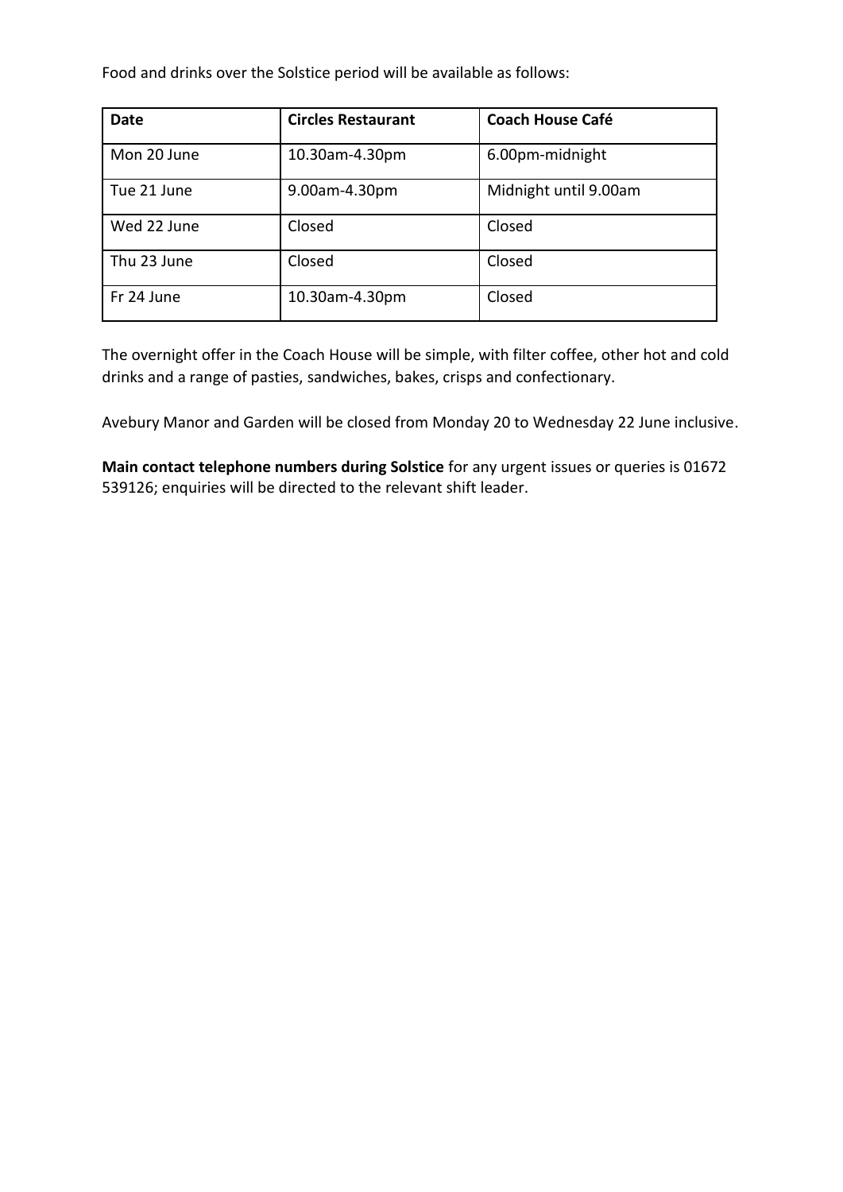Food and drinks over the Solstice period will be available as follows:

| Date | Circles Restaurant | Coach House Café |
| --- | --- | --- |
| Mon 20 June | 10.30am-4.30pm | 6.00pm-midnight |
| Tue 21 June | 9.00am-4.30pm | Midnight until 9.00am |
| Wed 22 June | Closed | Closed |
| Thu 23 June | Closed | Closed |
| Fr 24 June | 10.30am-4.30pm | Closed |

The overnight offer in the Coach House will be simple, with filter coffee, other hot and cold drinks and a range of pasties, sandwiches, bakes, crisps and confectionary.

Avebury Manor and Garden will be closed from Monday 20 to Wednesday 22 June inclusive.

**Main contact telephone numbers during Solstice** for any urgent issues or queries is 01672 539126; enquiries will be directed to the relevant shift leader.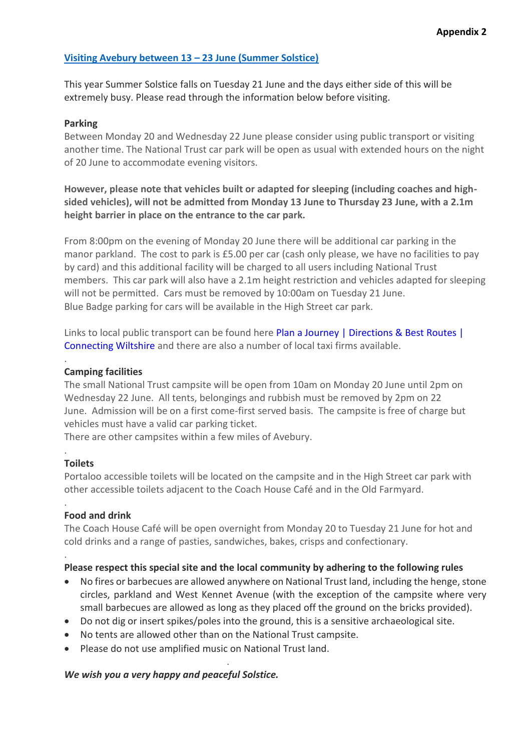**Appendix 2**

## Visiting Avebury between 13 – 23 June (Summer Solstice)

This year Summer Solstice falls on Tuesday 21 June and the days either side of this will be extremely busy. Please read through the information below before visiting.

### Parking

Between Monday 20 and Wednesday 22 June please consider using public transport or visiting another time. The National Trust car park will be open as usual with extended hours on the night of 20 June to accommodate evening visitors.

**However, please note that vehicles built or adapted for sleeping (including coaches and high-sided vehicles), will not be admitted from Monday 13 June to Thursday 23 June, with a 2.1m height barrier in place on the entrance to the car park.**

From 8:00pm on the evening of Monday 20 June there will be additional car parking in the manor parkland. The cost to park is £5.00 per car (cash only please, we have no facilities to pay by card) and this additional facility will be charged to all users including National Trust members. This car park will also have a 2.1m height restriction and vehicles adapted for sleeping will not be permitted. Cars must be removed by 10:00am on Tuesday 21 June.
Blue Badge parking for cars will be available in the High Street car park.

Links to local public transport can be found here Plan a Journey | Directions & Best Routes | Connecting Wiltshire and there are also a number of local taxi firms available.

### Camping facilities

The small National Trust campsite will be open from 10am on Monday 20 June until 2pm on Wednesday 22 June. All tents, belongings and rubbish must be removed by 2pm on 22 June. Admission will be on a first come-first served basis. The campsite is free of charge but vehicles must have a valid car parking ticket.
There are other campsites within a few miles of Avebury.

### Toilets

Portaloo accessible toilets will be located on the campsite and in the High Street car park with other accessible toilets adjacent to the Coach House Café and in the Old Farmyard.

### Food and drink

The Coach House Café will be open overnight from Monday 20 to Tuesday 21 June for hot and cold drinks and a range of pasties, sandwiches, bakes, crisps and confectionary.

### Please respect this special site and the local community by adhering to the following rules

- No fires or barbecues are allowed anywhere on National Trust land, including the henge, stone circles, parkland and West Kennet Avenue (with the exception of the campsite where very small barbecues are allowed as long as they placed off the ground on the bricks provided).
- Do not dig or insert spikes/poles into the ground, this is a sensitive archaeological site.
- No tents are allowed other than on the National Trust campsite.
- Please do not use amplified music on National Trust land.

***We wish you a very happy and peaceful Solstice.***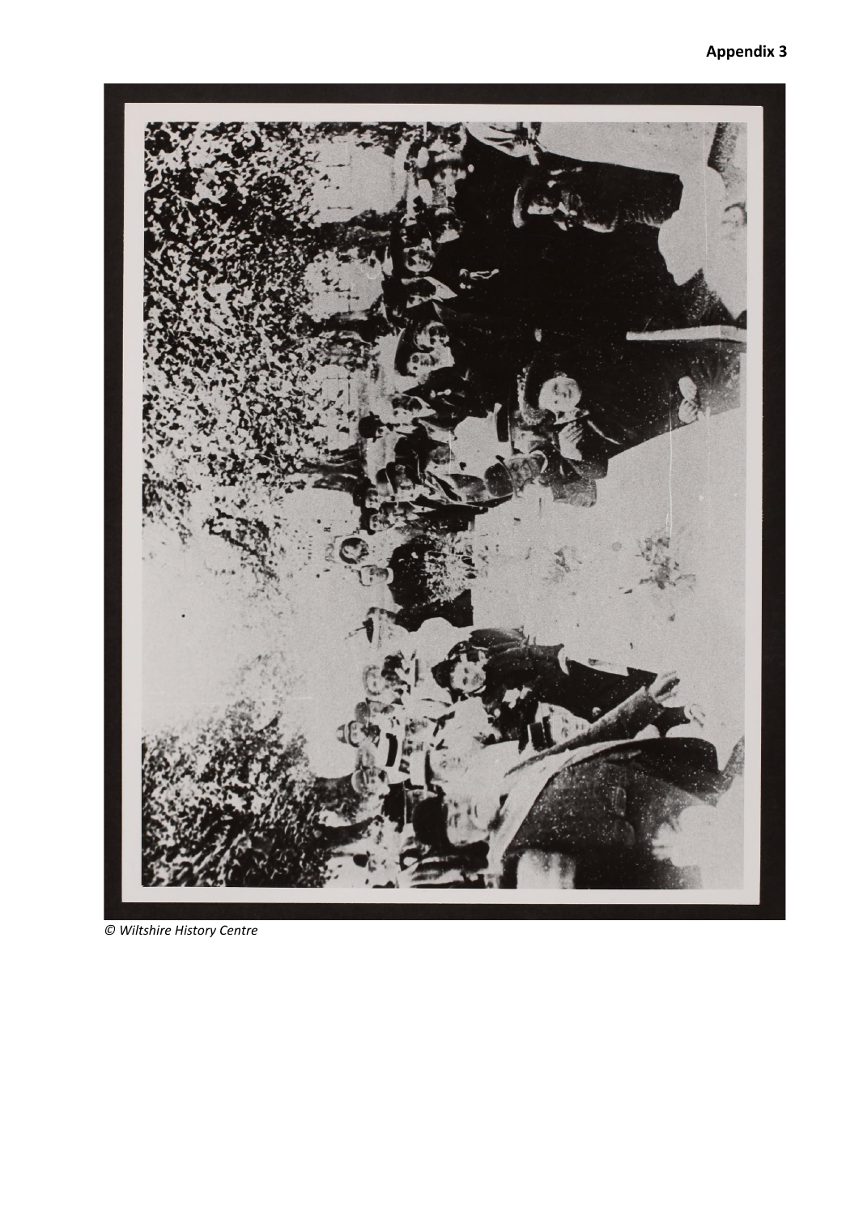**Appendix 3**

*© Wiltshire History Centre*